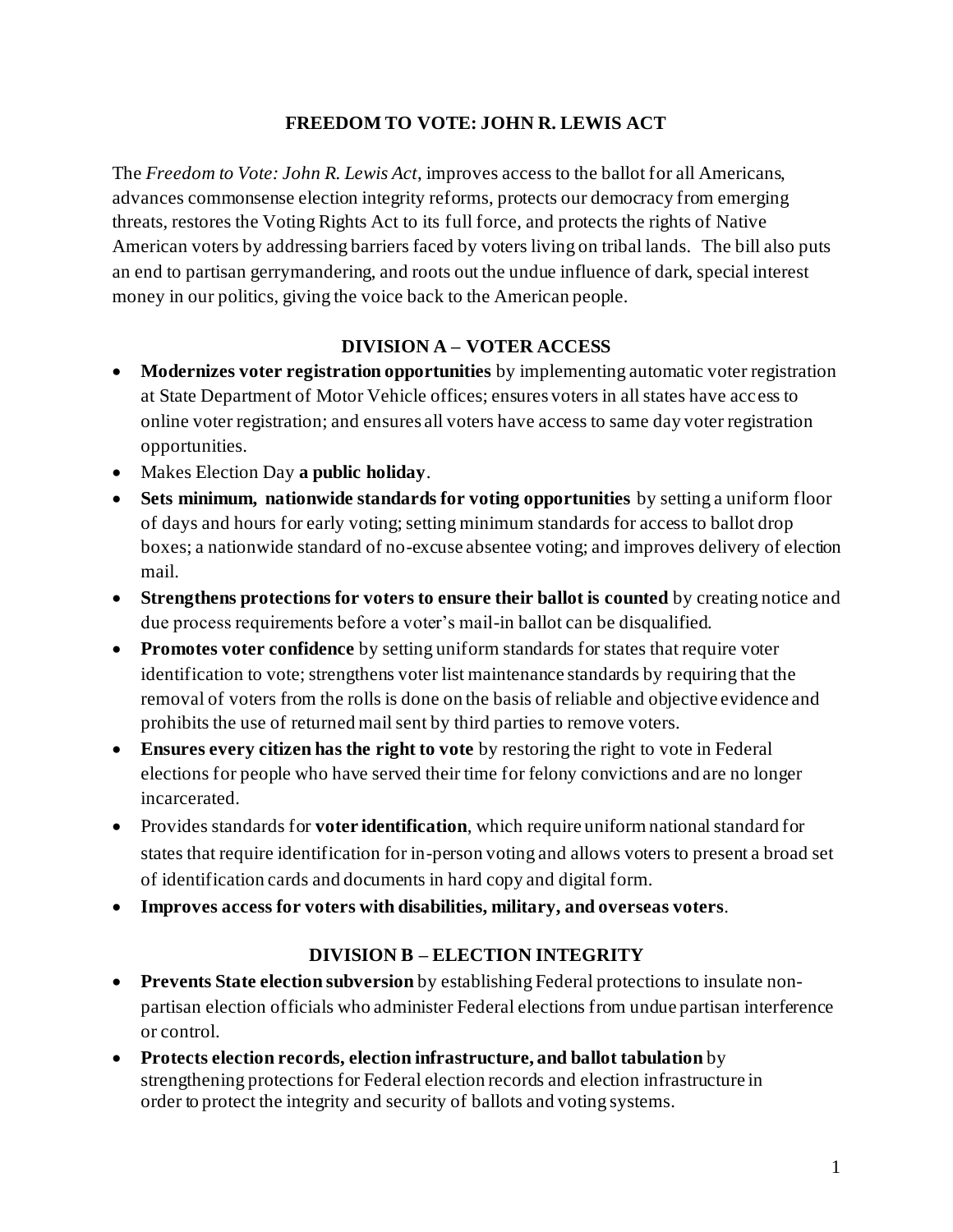# FREEDOM TO VOTE: JOHN R. LEWIS ACT

The *Freedom to Vote: John R. Lewis Act*, improves access to the ballot for all Americans, advances commonsense election integrity reforms, protects our democracy from emerging threats, restores the Voting Rights Act to its full force, and protects the rights of Native American voters by addressing barriers faced by voters living on tribal lands. The bill also puts an end to partisan gerrymandering, and roots out the undue influence of dark, special interest money in our politics, giving the voice back to the American people.

## DIVISION A – VOTER ACCESS

- **Modernizes voter registration opportunities** by implementing automatic voter registration at State Department of Motor Vehicle offices; ensures voters in all states have access to online voter registration; and ensures all voters have access to same day voter registration opportunities.
- Makes Election Day **a public holiday**.
- **Sets minimum, nationwide standards for voting opportunities** by setting a uniform floor of days and hours for early voting; setting minimum standards for access to ballot drop boxes; a nationwide standard of no-excuse absentee voting; and improves delivery of election mail.
- **Strengthens protections for voters to ensure their ballot is counted** by creating notice and due process requirements before a voter's mail-in ballot can be disqualified.
- **Promotes voter confidence** by setting uniform standards for states that require voter identification to vote; strengthens voter list maintenance standards by requiring that the removal of voters from the rolls is done on the basis of reliable and objective evidence and prohibits the use of returned mail sent by third parties to remove voters.
- **Ensures every citizen has the right to vote** by restoring the right to vote in Federal elections for people who have served their time for felony convictions and are no longer incarcerated.
- Provides standards for **voter identification**, which require uniform national standard for states that require identification for in-person voting and allows voters to present a broad set of identification cards and documents in hard copy and digital form.
- **Improves access for voters with disabilities, military, and overseas voters**.

## DIVISION B – ELECTION INTEGRITY

- **Prevents State election subversion** by establishing Federal protections to insulate non-partisan election officials who administer Federal elections from undue partisan interference or control.
- **Protects election records, election infrastructure, and ballot tabulation** by strengthening protections for Federal election records and election infrastructure in order to protect the integrity and security of ballots and voting systems.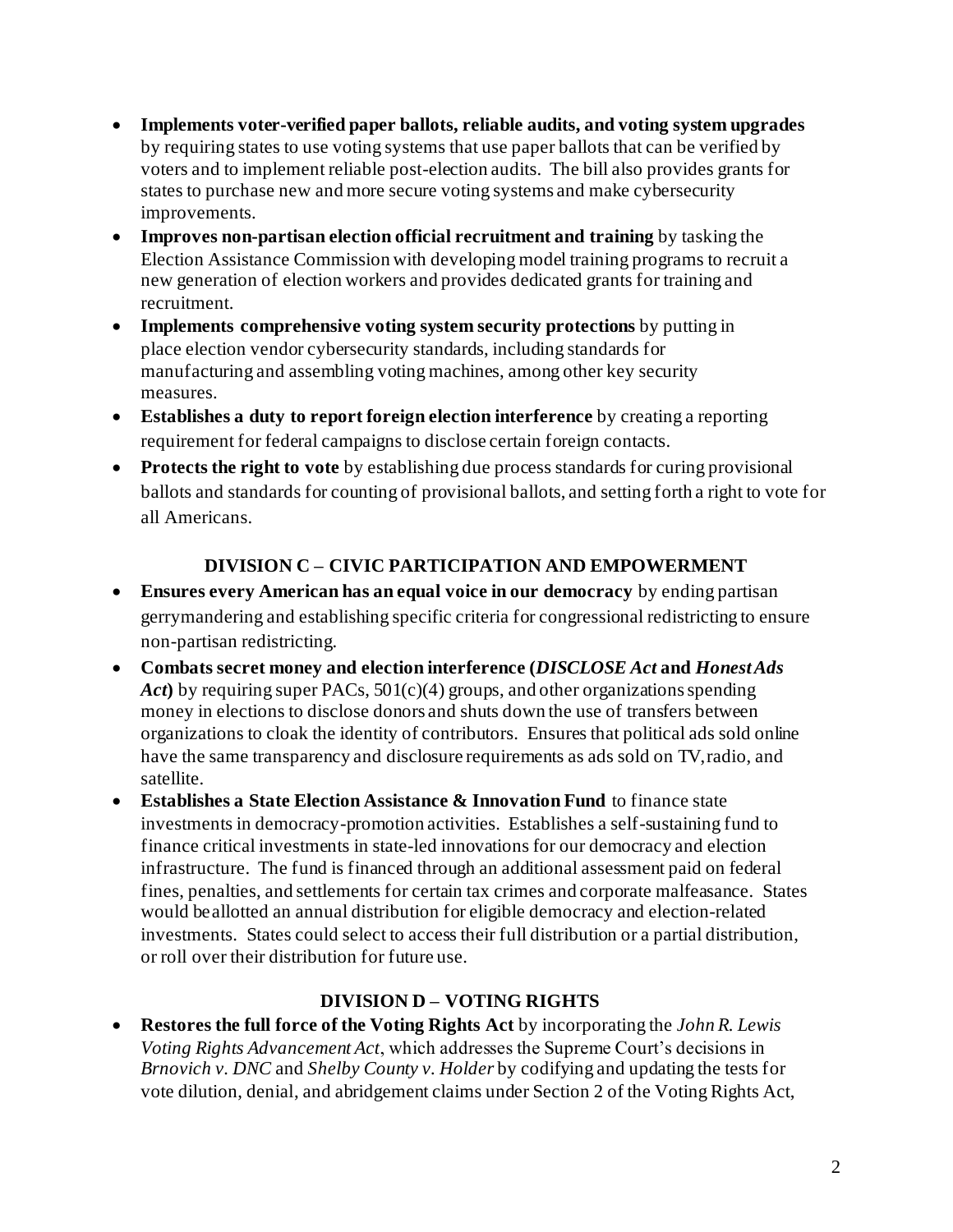- **Implements voter-verified paper ballots, reliable audits, and voting system upgrades** by requiring states to use voting systems that use paper ballots that can be verified by voters and to implement reliable post-election audits. The bill also provides grants for states to purchase new and more secure voting systems and make cybersecurity improvements.
- **Improves non-partisan election official recruitment and training** by tasking the Election Assistance Commission with developing model training programs to recruit a new generation of election workers and provides dedicated grants for training and recruitment.
- **Implements comprehensive voting system security protections** by putting in place election vendor cybersecurity standards, including standards for manufacturing and assembling voting machines, among other key security measures.
- **Establishes a duty to report foreign election interference** by creating a reporting requirement for federal campaigns to disclose certain foreign contacts.
- **Protects the right to vote** by establishing due process standards for curing provisional ballots and standards for counting of provisional ballots, and setting forth a right to vote for all Americans.

## DIVISION C – CIVIC PARTICIPATION AND EMPOWERMENT

- **Ensures every American has an equal voice in our democracy** by ending partisan gerrymandering and establishing specific criteria for congressional redistricting to ensure non-partisan redistricting.
- **Combats secret money and election interference (*DISCLOSE Act* and *Honest Ads Act*)** by requiring super PACs, 501(c)(4) groups, and other organizations spending money in elections to disclose donors and shuts down the use of transfers between organizations to cloak the identity of contributors. Ensures that political ads sold online have the same transparency and disclosure requirements as ads sold on TV, radio, and satellite.
- **Establishes a State Election Assistance & Innovation Fund** to finance state investments in democracy-promotion activities. Establishes a self-sustaining fund to finance critical investments in state-led innovations for our democracy and election infrastructure. The fund is financed through an additional assessment paid on federal fines, penalties, and settlements for certain tax crimes and corporate malfeasance. States would be allotted an annual distribution for eligible democracy and election-related investments. States could select to access their full distribution or a partial distribution, or roll over their distribution for future use.

## DIVISION D – VOTING RIGHTS

- **Restores the full force of the Voting Rights Act** by incorporating the *John R. Lewis Voting Rights Advancement Act*, which addresses the Supreme Court's decisions in *Brnovich v. DNC* and *Shelby County v. Holder* by codifying and updating the tests for vote dilution, denial, and abridgement claims under Section 2 of the Voting Rights Act,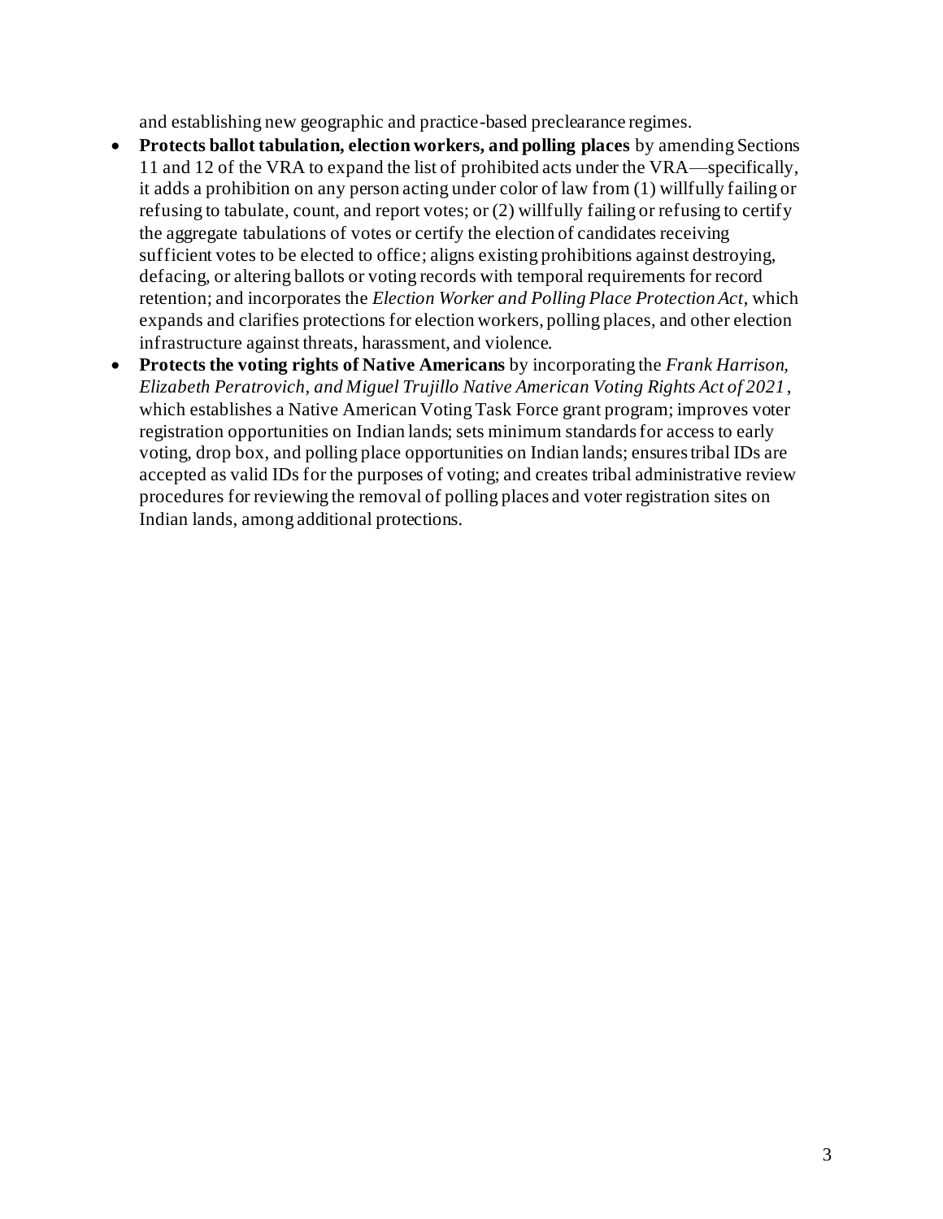and establishing new geographic and practice-based preclearance regimes.

- **Protects ballot tabulation, election workers, and polling places** by amending Sections 11 and 12 of the VRA to expand the list of prohibited acts under the VRA—specifically, it adds a prohibition on any person acting under color of law from (1) willfully failing or refusing to tabulate, count, and report votes; or (2) willfully failing or refusing to certify the aggregate tabulations of votes or certify the election of candidates receiving sufficient votes to be elected to office; aligns existing prohibitions against destroying, defacing, or altering ballots or voting records with temporal requirements for record retention; and incorporates the *Election Worker and Polling Place Protection Act*, which expands and clarifies protections for election workers, polling places, and other election infrastructure against threats, harassment, and violence.
- **Protects the voting rights of Native Americans** by incorporating the *Frank Harrison, Elizabeth Peratrovich, and Miguel Trujillo Native American Voting Rights Act of 2021*, which establishes a Native American Voting Task Force grant program; improves voter registration opportunities on Indian lands; sets minimum standards for access to early voting, drop box, and polling place opportunities on Indian lands; ensures tribal IDs are accepted as valid IDs for the purposes of voting; and creates tribal administrative review procedures for reviewing the removal of polling places and voter registration sites on Indian lands, among additional protections.